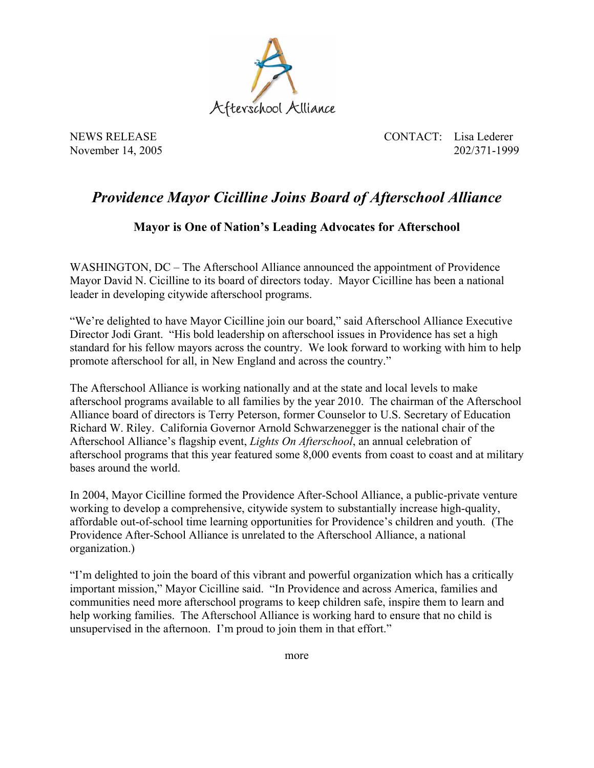Afterschool Alliance

NEWS RELEASE
November 14, 2005

CONTACT: Lisa Lederer
202/371-1999

# *Providence Mayor Cicilline Joins Board of Afterschool Alliance*

### Mayor is One of Nation's Leading Advocates for Afterschool

WASHINGTON, DC – The Afterschool Alliance announced the appointment of Providence Mayor David N. Cicilline to its board of directors today. Mayor Cicilline has been a national leader in developing citywide afterschool programs.

"We're delighted to have Mayor Cicilline join our board," said Afterschool Alliance Executive Director Jodi Grant. "His bold leadership on afterschool issues in Providence has set a high standard for his fellow mayors across the country. We look forward to working with him to help promote afterschool for all, in New England and across the country."

The Afterschool Alliance is working nationally and at the state and local levels to make afterschool programs available to all families by the year 2010. The chairman of the Afterschool Alliance board of directors is Terry Peterson, former Counselor to U.S. Secretary of Education Richard W. Riley. California Governor Arnold Schwarzenegger is the national chair of the Afterschool Alliance's flagship event, *Lights On Afterschool*, an annual celebration of afterschool programs that this year featured some 8,000 events from coast to coast and at military bases around the world.

In 2004, Mayor Cicilline formed the Providence After-School Alliance, a public-private venture working to develop a comprehensive, citywide system to substantially increase high-quality, affordable out-of-school time learning opportunities for Providence's children and youth. (The Providence After-School Alliance is unrelated to the Afterschool Alliance, a national organization.)

"I'm delighted to join the board of this vibrant and powerful organization which has a critically important mission," Mayor Cicilline said. "In Providence and across America, families and communities need more afterschool programs to keep children safe, inspire them to learn and help working families. The Afterschool Alliance is working hard to ensure that no child is unsupervised in the afternoon. I'm proud to join them in that effort."

more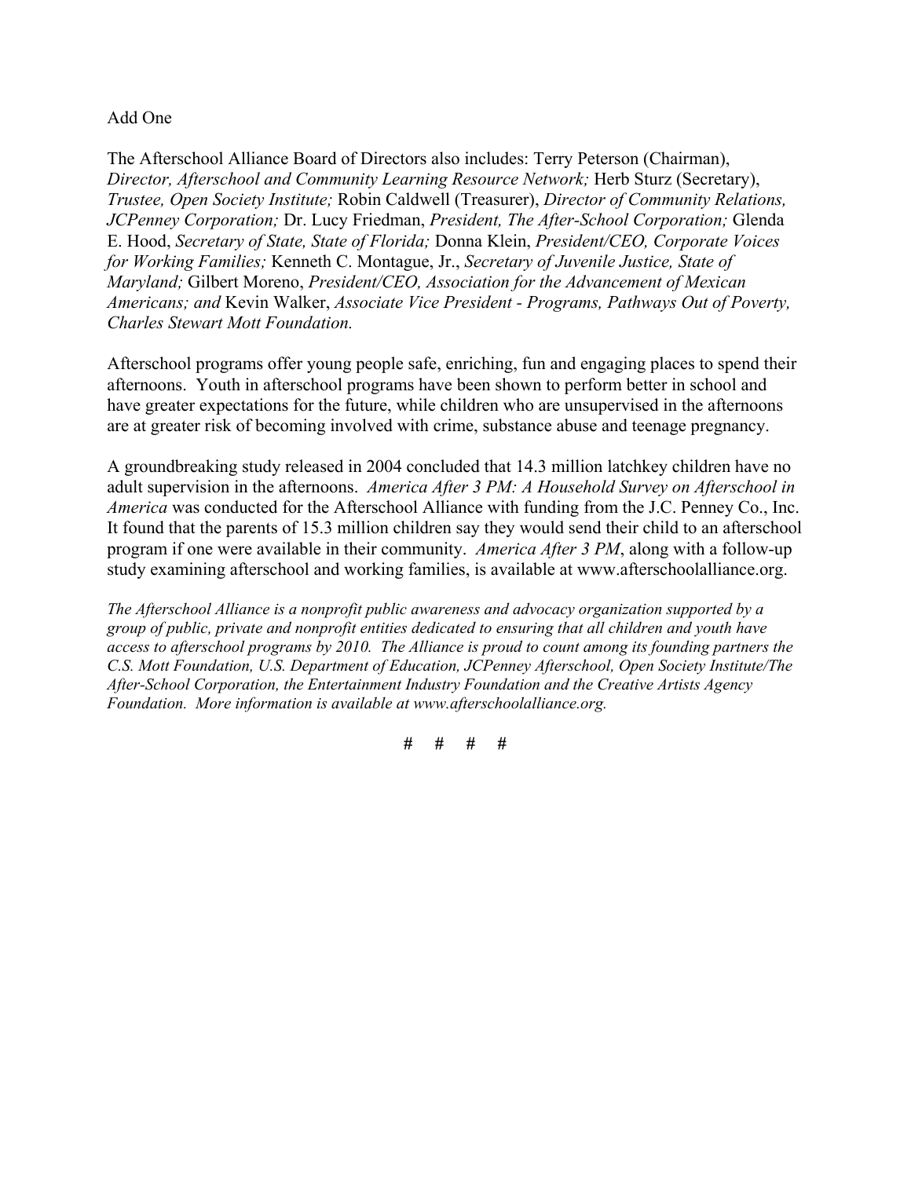Add One

The Afterschool Alliance Board of Directors also includes: Terry Peterson (Chairman), *Director, Afterschool and Community Learning Resource Network;* Herb Sturz (Secretary), *Trustee, Open Society Institute;* Robin Caldwell (Treasurer), *Director of Community Relations, JCPenney Corporation;* Dr. Lucy Friedman, *President, The After-School Corporation;* Glenda E. Hood, *Secretary of State, State of Florida;* Donna Klein, *President/CEO, Corporate Voices for Working Families;* Kenneth C. Montague, Jr., *Secretary of Juvenile Justice, State of Maryland;* Gilbert Moreno, *President/CEO, Association for the Advancement of Mexican Americans; and* Kevin Walker, *Associate Vice President - Programs, Pathways Out of Poverty, Charles Stewart Mott Foundation.*

Afterschool programs offer young people safe, enriching, fun and engaging places to spend their afternoons. Youth in afterschool programs have been shown to perform better in school and have greater expectations for the future, while children who are unsupervised in the afternoons are at greater risk of becoming involved with crime, substance abuse and teenage pregnancy.

A groundbreaking study released in 2004 concluded that 14.3 million latchkey children have no adult supervision in the afternoons. *America After 3 PM: A Household Survey on Afterschool in America* was conducted for the Afterschool Alliance with funding from the J.C. Penney Co., Inc. It found that the parents of 15.3 million children say they would send their child to an afterschool program if one were available in their community. *America After 3 PM*, along with a follow-up study examining afterschool and working families, is available at www.afterschoolalliance.org.

*The Afterschool Alliance is a nonprofit public awareness and advocacy organization supported by a group of public, private and nonprofit entities dedicated to ensuring that all children and youth have access to afterschool programs by 2010. The Alliance is proud to count among its founding partners the C.S. Mott Foundation, U.S. Department of Education, JCPenney Afterschool, Open Society Institute/The After-School Corporation, the Entertainment Industry Foundation and the Creative Artists Agency Foundation. More information is available at www.afterschoolalliance.org.*

# # # #